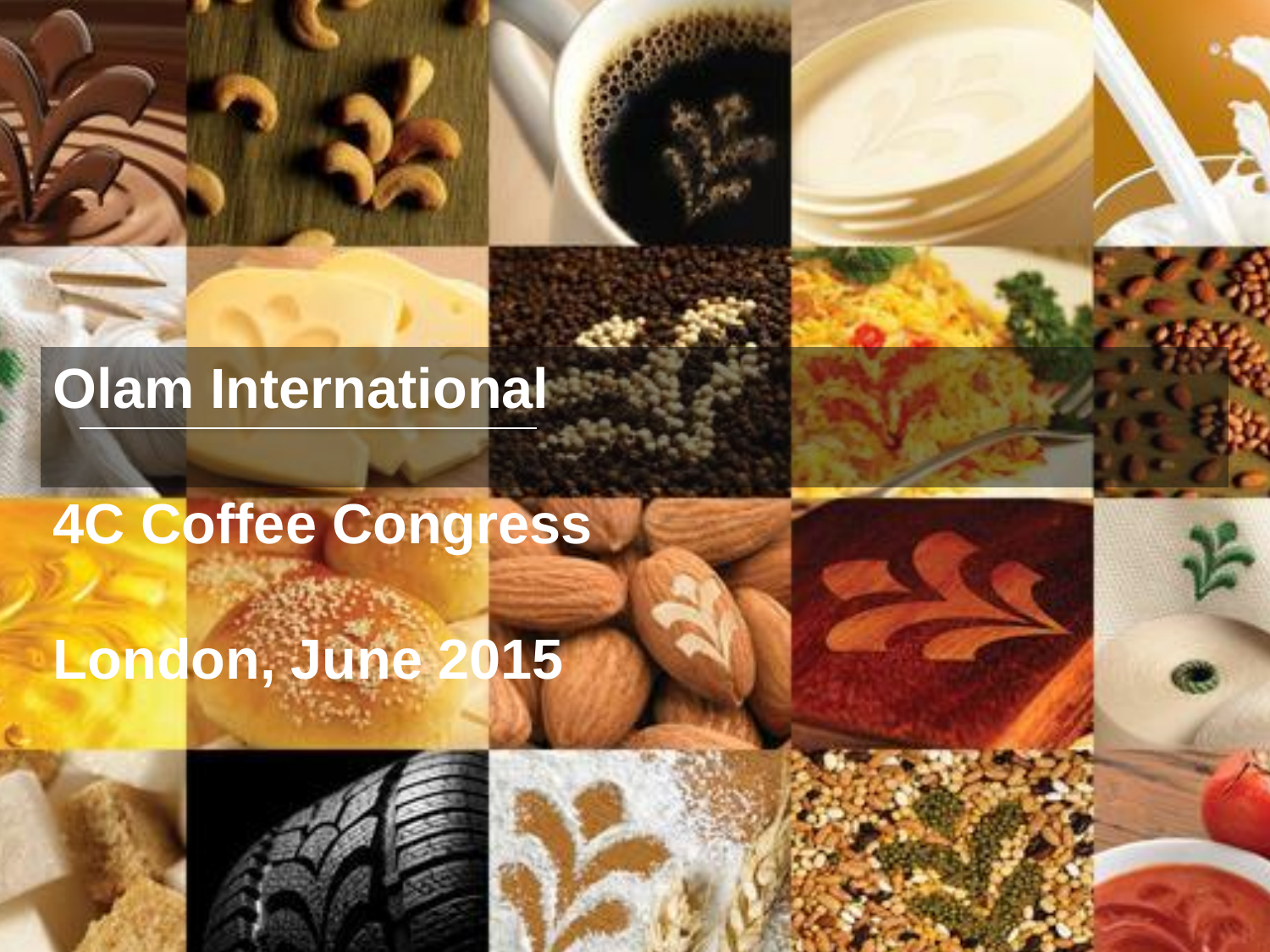# Olam International

## 4C Coffee Congress

## London, June 2015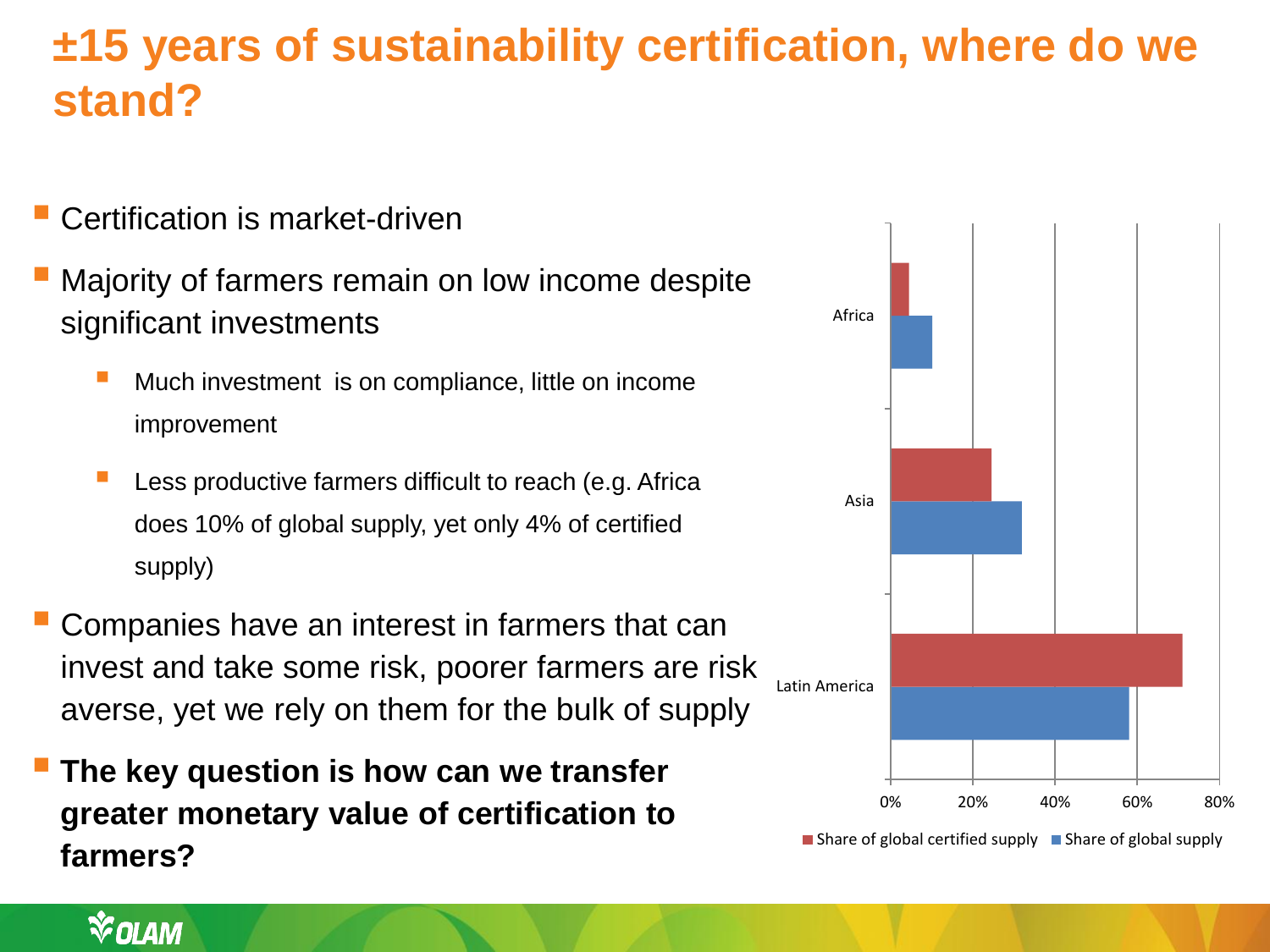# ±15 years of sustainability certification, where do we stand?

- Certification is market-driven
- Majority of farmers remain on low income despite significant investments
  - Much investment is on compliance, little on income improvement
  - Less productive farmers difficult to reach (e.g. Africa does 10% of global supply, yet only 4% of certified supply)
- Companies have an interest in farmers that can invest and take some risk, poorer farmers are risk averse, yet we rely on them for the bulk of supply
- **The key question is how can we transfer greater monetary value of certification to farmers?**

| Region | Share of global certified supply | Share of global supply |
|---|---|---|
| Africa | ~4% | ~10% |
| Asia | ~24% | ~32% |
| Latin America | ~71% | ~58% |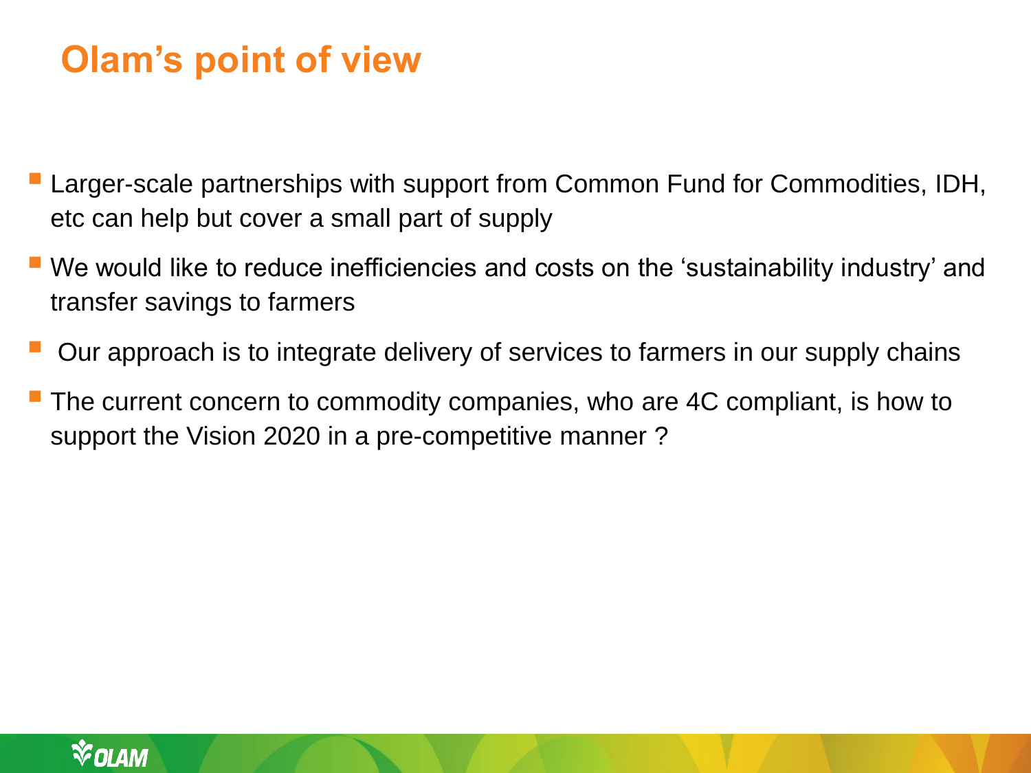# Olam's point of view

- Larger-scale partnerships with support from Common Fund for Commodities, IDH, etc can help but cover a small part of supply
- We would like to reduce inefficiencies and costs on the 'sustainability industry' and transfer savings to farmers
- Our approach is to integrate delivery of services to farmers in our supply chains
- The current concern to commodity companies, who are 4C compliant, is how to support the Vision 2020 in a pre-competitive manner ?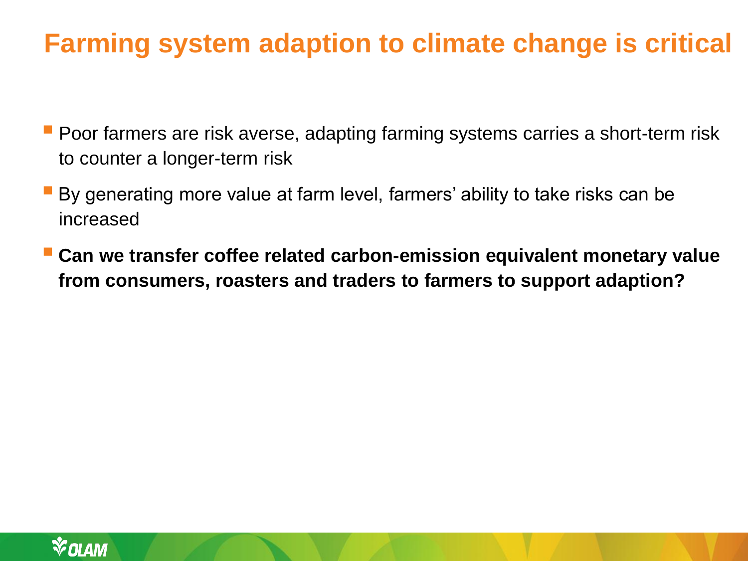# Farming system adaption to climate change is critical

- Poor farmers are risk averse, adapting farming systems carries a short-term risk to counter a longer-term risk
- By generating more value at farm level, farmers' ability to take risks can be increased
- **Can we transfer coffee related carbon-emission equivalent monetary value from consumers, roasters and traders to farmers to support adaption?**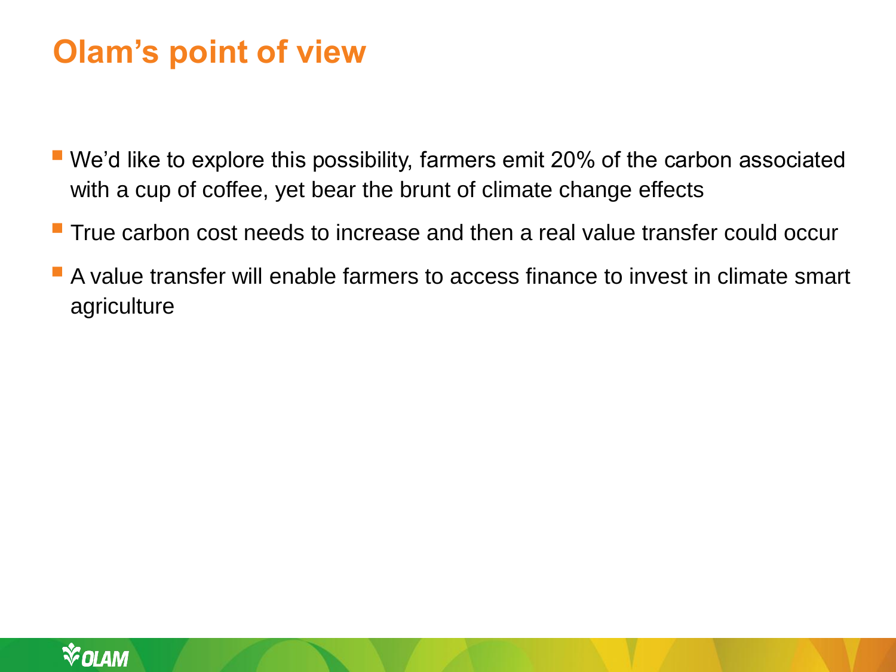# Olam's point of view

- We'd like to explore this possibility, farmers emit 20% of the carbon associated with a cup of coffee, yet bear the brunt of climate change effects
- True carbon cost needs to increase and then a real value transfer could occur
- A value transfer will enable farmers to access finance to invest in climate smart agriculture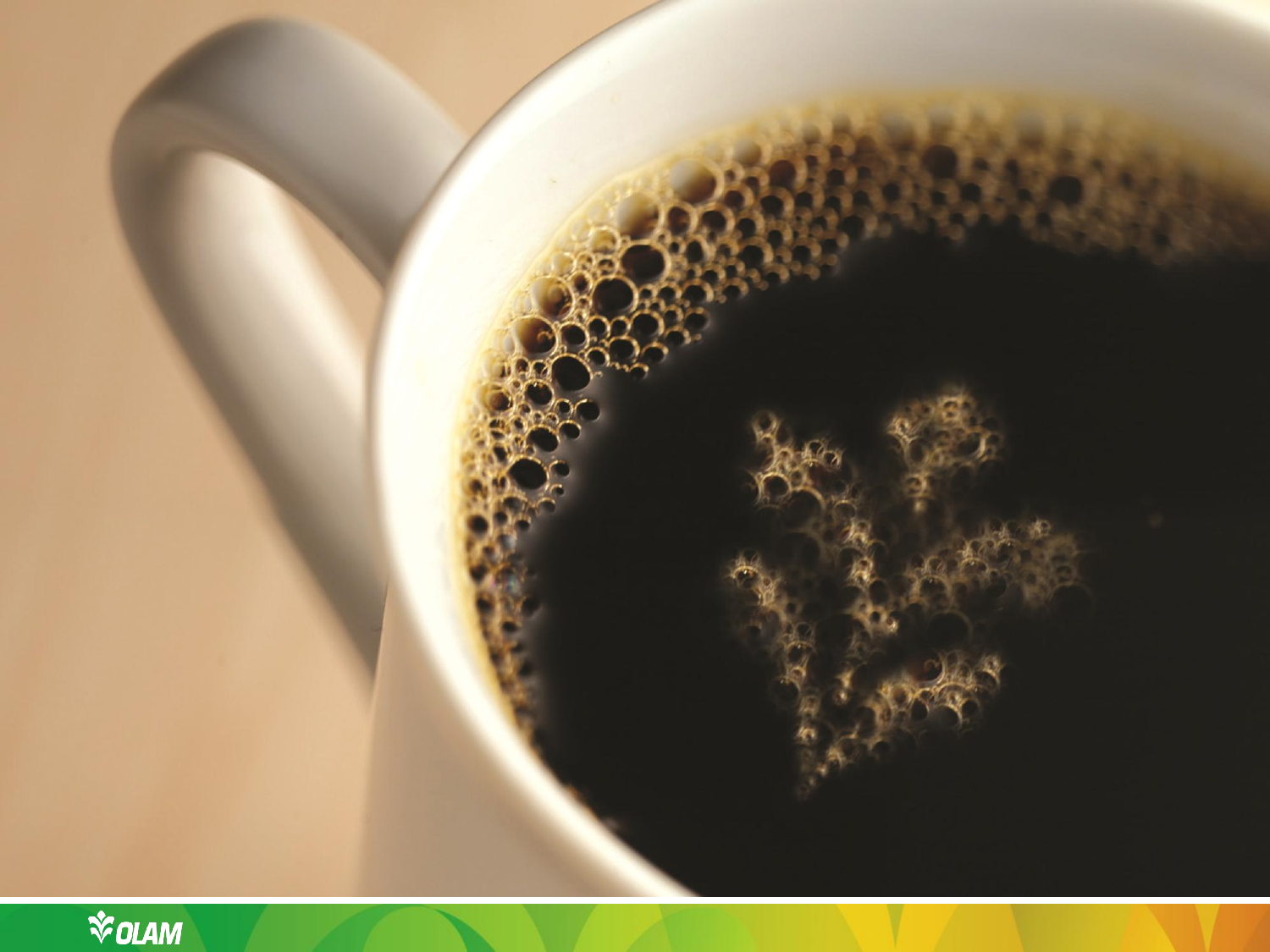OLAM